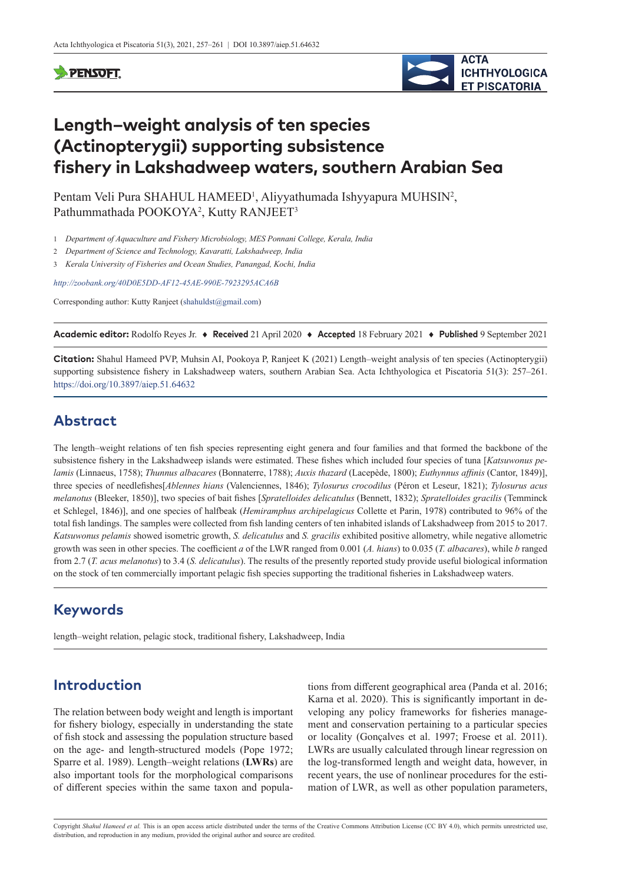# Length–weight analysis of ten species (Actinopterygii) supporting subsistence fishery in Lakshadweep waters, southern Arabian Sea

Pentam Veli Pura SHAHUL HAMEED[1], Aliyyathumada Ishyyapura MUHSIN[2], Pathummathada POOKOYA[2], Kutty RANJEET[3]

1 *Department of Aquaculture and Fishery Microbiology, MES Ponnani College, Kerala, India*

2 *Department of Science and Technology, Kavaratti, Lakshadweep, India*

3 *Kerala University of Fisheries and Ocean Studies, Panangad, Kochi, India*

*http://zoobank.org/40D0E5DD-AF12-45AE-990E-7923295ACA6B*

Corresponding author: Kutty Ranjeet (shahuldst@gmail.com)

**Academic editor:** Rodolfo Reyes Jr. ♦ **Received** 21 April 2020 ♦ **Accepted** 18 February 2021 ♦ **Published** 9 September 2021

**Citation:** Shahul Hameed PVP, Muhsin AI, Pookoya P, Ranjeet K (2021) Length–weight analysis of ten species (Actinopterygii) supporting subsistence fishery in Lakshadweep waters, southern Arabian Sea. Acta Ichthyologica et Piscatoria 51(3): 257–261. https://doi.org/10.3897/aiep.51.64632

## Abstract

The length–weight relations of ten fish species representing eight genera and four families and that formed the backbone of the subsistence fishery in the Lakshadweep islands were estimated. These fishes which included four species of tuna [*Katsuwonus pelamis* (Linnaeus, 1758); *Thunnus albacares* (Bonnaterre, 1788); *Auxis thazard* (Lacepède, 1800); *Euthynnus affinis* (Cantor, 1849)], three species of needlefishes[*Ablennes hians* (Valenciennes, 1846); *Tylosurus crocodilus* (Péron et Leseur, 1821); *Tylosurus acus melanotus* (Bleeker, 1850)], two species of bait fishes [*Spratelloides delicatulus* (Bennett, 1832); *Spratelloides gracilis* (Temminck et Schlegel, 1846)], and one species of halfbeak (*Hemiramphus archipelagicus* Collette et Parin, 1978) contributed to 96% of the total fish landings. The samples were collected from fish landing centers of ten inhabited islands of Lakshadweep from 2015 to 2017. *Katsuwonus pelamis* showed isometric growth, *S. delicatulus* and *S. gracilis* exhibited positive allometry, while negative allometric growth was seen in other species. The coefficient *a* of the LWR ranged from 0.001 (*A. hians*) to 0.035 (*T. albacares*), while *b* ranged from 2.7 (*T. acus melanotus*) to 3.4 (*S. delicatulus*). The results of the presently reported study provide useful biological information on the stock of ten commercially important pelagic fish species supporting the traditional fisheries in Lakshadweep waters.

## Keywords

length–weight relation, pelagic stock, traditional fishery, Lakshadweep, India

## Introduction

The relation between body weight and length is important for fishery biology, especially in understanding the state of fish stock and assessing the population structure based on the age- and length-structured models (Pope 1972; Sparre et al. 1989). Length–weight relations (**LWRs**) are also important tools for the morphological comparisons of different species within the same taxon and populations from different geographical area (Panda et al. 2016; Karna et al. 2020). This is significantly important in developing any policy frameworks for fisheries management and conservation pertaining to a particular species or locality (Gonçalves et al. 1997; Froese et al. 2011). LWRs are usually calculated through linear regression on the log-transformed length and weight data, however, in recent years, the use of nonlinear procedures for the estimation of LWR, as well as other population parameters,

Copyright *Shahul Hameed et al.* This is an open access article distributed under the terms of the Creative Commons Attribution License (CC BY 4.0), which permits unrestricted use, distribution, and reproduction in any medium, provided the original author and source are credited.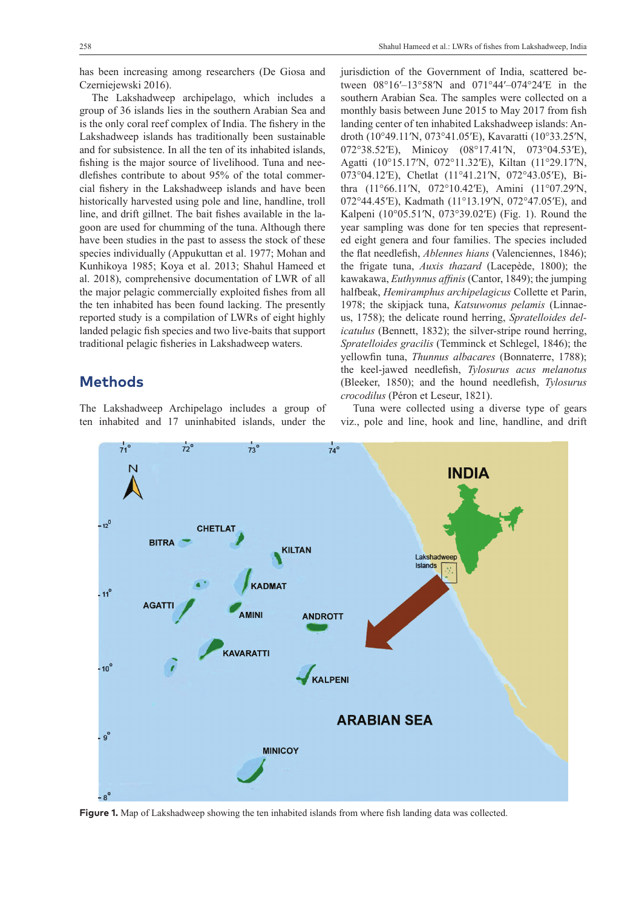has been increasing among researchers (De Giosa and Czerniejewski 2016).

The Lakshadweep archipelago, which includes a group of 36 islands lies in the southern Arabian Sea and is the only coral reef complex of India. The fishery in the Lakshadweep islands has traditionally been sustainable and for subsistence. In all the ten of its inhabited islands, fishing is the major source of livelihood. Tuna and needlefishes contribute to about 95% of the total commercial fishery in the Lakshadweep islands and have been historically harvested using pole and line, handline, troll line, and drift gillnet. The bait fishes available in the lagoon are used for chumming of the tuna. Although there have been studies in the past to assess the stock of these species individually (Appukuttan et al. 1977; Mohan and Kunhikoya 1985; Koya et al. 2013; Shahul Hameed et al. 2018), comprehensive documentation of LWR of all the major pelagic commercially exploited fishes from all the ten inhabited has been found lacking. The presently reported study is a compilation of LWRs of eight highly landed pelagic fish species and two live-baits that support traditional pelagic fisheries in Lakshadweep waters.

## Methods

The Lakshadweep Archipelago includes a group of ten inhabited and 17 uninhabited islands, under the jurisdiction of the Government of India, scattered between 08°16′–13°58′N and 071°44′–074°24′E in the southern Arabian Sea. The samples were collected on a monthly basis between June 2015 to May 2017 from fish landing center of ten inhabited Lakshadweep islands: Androth (10°49.11′N, 073°41.05′E), Kavaratti (10°33.25′N, 072°38.52′E), Minicoy (08°17.41′N, 073°04.53′E), Agatti (10°15.17′N, 072°11.32′E), Kiltan (11°29.17′N, 073°04.12′E), Chetlat (11°41.21′N, 072°43.05′E), Bithra (11°66.11′N, 072°10.42′E), Amini (11°07.29′N, 072°44.45′E), Kadmath (11°13.19′N, 072°47.05′E), and Kalpeni (10°05.51′N, 073°39.02′E) (Fig. 1). Round the year sampling was done for ten species that represented eight genera and four families. The species included the flat needlefish, *Ablennes hians* (Valenciennes, 1846); the frigate tuna, *Auxis thazard* (Lacepède, 1800); the kawakawa, *Euthynnus affinis* (Cantor, 1849); the jumping halfbeak, *Hemiramphus archipelagicus* Collette et Parin, 1978; the skipjack tuna, *Katsuwonus pelamis* (Linnaeus, 1758); the delicate round herring, *Spratelloides delicatulus* (Bennett, 1832); the silver-stripe round herring, *Spratelloides gracilis* (Temminck et Schlegel, 1846); the yellowfin tuna, *Thunnus albacares* (Bonnaterre, 1788); the keel-jawed needlefish, *Tylosurus acus melanotus* (Bleeker, 1850); and the hound needlefish, *Tylosurus crocodilus* (Péron et Leseur, 1821).

Tuna were collected using a diverse type of gears viz., pole and line, hook and line, handline, and drift

**Figure 1.** Map of Lakshadweep showing the ten inhabited islands from where fish landing data was collected.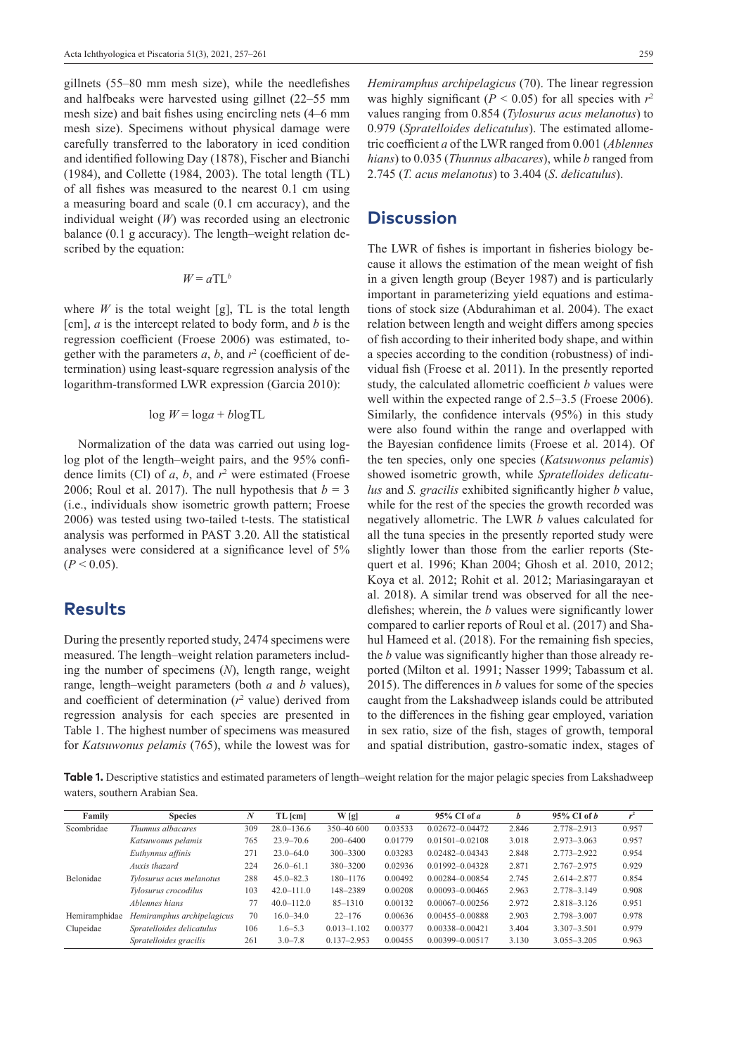gillnets (55–80 mm mesh size), while the needlefishes and halfbeaks were harvested using gillnet (22–55 mm mesh size) and bait fishes using encircling nets (4–6 mm mesh size). Specimens without physical damage were carefully transferred to the laboratory in iced condition and identified following Day (1878), Fischer and Bianchi (1984), and Collette (1984, 2003). The total length (TL) of all fishes was measured to the nearest 0.1 cm using a measuring board and scale (0.1 cm accuracy), and the individual weight ($W$) was recorded using an electronic balance (0.1 g accuracy). The length–weight relation described by the equation:

$$W = a\text{TL}^b$$

where $W$ is the total weight [g], TL is the total length [cm], $a$ is the intercept related to body form, and $b$ is the regression coefficient (Froese 2006) was estimated, together with the parameters $a$, $b$, and $r^2$ (coefficient of determination) using least-square regression analysis of the logarithm-transformed LWR expression (Garcia 2010):

$$\log W = \log a + b \log \text{TL}$$

Normalization of the data was carried out using log-log plot of the length–weight pairs, and the 95% confidence limits (Cl) of $a$, $b$, and $r^2$ were estimated (Froese 2006; Roul et al. 2017). The null hypothesis that $b = 3$ (i.e., individuals show isometric growth pattern; Froese 2006) was tested using two-tailed t-tests. The statistical analysis was performed in PAST 3.20. All the statistical analyses were considered at a significance level of 5% ($P < 0.05$).

## Results

During the presently reported study, 2474 specimens were measured. The length–weight relation parameters including the number of specimens ($N$), length range, weight range, length–weight parameters (both $a$ and $b$ values), and coefficient of determination ($r^2$ value) derived from regression analysis for each species are presented in Table 1. The highest number of specimens was measured for *Katsuwonus pelamis* (765), while the lowest was for *Hemiramphus archipelagicus* (70). The linear regression was highly significant ($P < 0.05$) for all species with $r^2$ values ranging from 0.854 (*Tylosurus acus melanotus*) to 0.979 (*Spratelloides delicatulus*). The estimated allometric coefficient $a$ of the LWR ranged from 0.001 (*Ablennes hians*) to 0.035 (*Thunnus albacares*), while $b$ ranged from 2.745 (*T. acus melanotus*) to 3.404 (*S. delicatulus*).

## Discussion

The LWR of fishes is important in fisheries biology because it allows the estimation of the mean weight of fish in a given length group (Beyer 1987) and is particularly important in parameterizing yield equations and estimations of stock size (Abdurahiman et al. 2004). The exact relation between length and weight differs among species of fish according to their inherited body shape, and within a species according to the condition (robustness) of individual fish (Froese et al. 2011). In the presently reported study, the calculated allometric coefficient $b$ values were well within the expected range of 2.5–3.5 (Froese 2006). Similarly, the confidence intervals (95%) in this study were also found within the range and overlapped with the Bayesian confidence limits (Froese et al. 2014). Of the ten species, only one species (*Katsuwonus pelamis*) showed isometric growth, while *Spratelloides delicatulus* and *S. gracilis* exhibited significantly higher $b$ value, while for the rest of the species the growth recorded was negatively allometric. The LWR $b$ values calculated for all the tuna species in the presently reported study were slightly lower than those from the earlier reports (Stequert et al. 1996; Khan 2004; Ghosh et al. 2010, 2012; Koya et al. 2012; Rohit et al. 2012; Mariasingarayan et al. 2018). A similar trend was observed for all the needlefishes; wherein, the $b$ values were significantly lower compared to earlier reports of Roul et al. (2017) and Shahul Hameed et al. (2018). For the remaining fish species, the $b$ value was significantly higher than those already reported (Milton et al. 1991; Nasser 1999; Tabassum et al. 2015). The differences in $b$ values for some of the species caught from the Lakshadweep islands could be attributed to the differences in the fishing gear employed, variation in sex ratio, size of the fish, stages of growth, temporal and spatial distribution, gastro-somatic index, stages of

**Table 1.** Descriptive statistics and estimated parameters of length–weight relation for the major pelagic species from Lakshadweep waters, southern Arabian Sea.

| Family | Species | $N$ | TL [cm] | W [g] | $a$ | 95% CI of $a$ | $b$ | 95% CI of $b$ | $r^2$ |
|---|---|---|---|---|---|---|---|---|---|
| Scombridae | *Thunnus albacares* | 309 | 28.0–136.6 | 350–40 600 | 0.03533 | 0.02672–0.04472 | 2.846 | 2.778–2.913 | 0.957 |
| | *Katsuwonus pelamis* | 765 | 23.9–70.6 | 200–6400 | 0.01779 | 0.01501–0.02108 | 3.018 | 2.973–3.063 | 0.957 |
| | *Euthynnus affinis* | 271 | 23.0–64.0 | 300–3300 | 0.03283 | 0.02482–0.04343 | 2.848 | 2.773–2.922 | 0.954 |
| | *Auxis thazard* | 224 | 26.0–61.1 | 380–3200 | 0.02936 | 0.01992–0.04328 | 2.871 | 2.767–2.975 | 0.929 |
| Belonidae | *Tylosurus acus melanotus* | 288 | 45.0–82.3 | 180–1176 | 0.00492 | 0.00284–0.00854 | 2.745 | 2.614–2.877 | 0.854 |
| | *Tylosurus crocodilus* | 103 | 42.0–111.0 | 148–2389 | 0.00208 | 0.00093–0.00465 | 2.963 | 2.778–3.149 | 0.908 |
| | *Ablennes hians* | 77 | 40.0–112.0 | 85–1310 | 0.00132 | 0.00067–0.00256 | 2.972 | 2.818–3.126 | 0.951 |
| Hemiramphidae | *Hemiramphus archipelagicus* | 70 | 16.0–34.0 | 22–176 | 0.00636 | 0.00455–0.00888 | 2.903 | 2.798–3.007 | 0.978 |
| Clupeidae | *Spratelloides delicatulus* | 106 | 1.6–5.3 | 0.013–1.102 | 0.00377 | 0.00338–0.00421 | 3.404 | 3.307–3.501 | 0.979 |
| | *Spratelloides gracilis* | 261 | 3.0–7.8 | 0.137–2.953 | 0.00455 | 0.00399–0.00517 | 3.130 | 3.055–3.205 | 0.963 |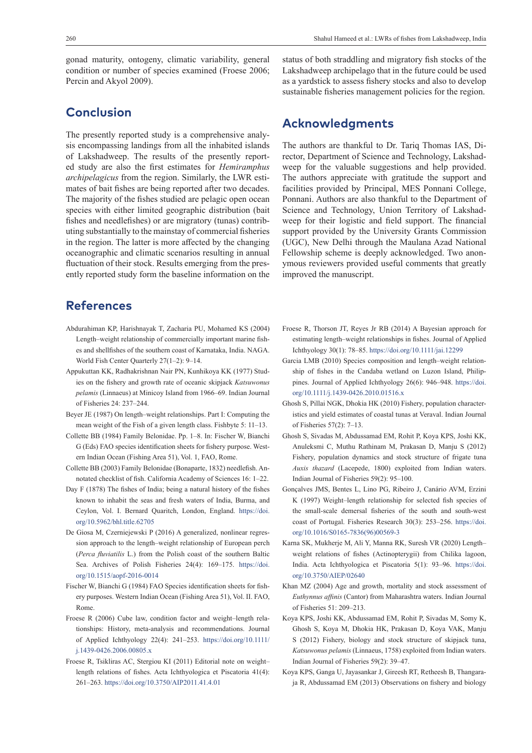gonad maturity, ontogeny, climatic variability, general condition or number of species examined (Froese 2006; Percin and Akyol 2009).

## Conclusion

The presently reported study is a comprehensive analysis encompassing landings from all the inhabited islands of Lakshadweep. The results of the presently reported study are also the first estimates for *Hemiramphus archipelagicus* from the region. Similarly, the LWR estimates of bait fishes are being reported after two decades. The majority of the fishes studied are pelagic open ocean species with either limited geographic distribution (bait fishes and needlefishes) or are migratory (tunas) contributing substantially to the mainstay of commercial fisheries in the region. The latter is more affected by the changing oceanographic and climatic scenarios resulting in annual fluctuation of their stock. Results emerging from the presently reported study form the baseline information on the status of both straddling and migratory fish stocks of the Lakshadweep archipelago that in the future could be used as a yardstick to assess fishery stocks and also to develop sustainable fisheries management policies for the region.

## Acknowledgments

The authors are thankful to Dr. Tariq Thomas IAS, Director, Department of Science and Technology, Lakshadweep for the valuable suggestions and help provided. The authors appreciate with gratitude the support and facilities provided by Principal, MES Ponnani College, Ponnani. Authors are also thankful to the Department of Science and Technology, Union Territory of Lakshadweep for their logistic and field support. The financial support provided by the University Grants Commission (UGC), New Delhi through the Maulana Azad National Fellowship scheme is deeply acknowledged. Two anonymous reviewers provided useful comments that greatly improved the manuscript.

## References

Abdurahiman KP, Harishnayak T, Zacharia PU, Mohamed KS (2004) Length–weight relationship of commercially important marine fishes and shellfishes of the southern coast of Karnataka, India. NAGA. World Fish Center Quarterly 27(1–2): 9–14.

Appukuttan KK, Radhakrishnan Nair PN, Kunhikoya KK (1977) Studies on the fishery and growth rate of oceanic skipjack *Katsuwonus pelamis* (Linnaeus) at Minicoy Island from 1966–69. Indian Journal of Fisheries 24: 237–244.

Beyer JE (1987) On length–weight relationships. Part I: Computing the mean weight of the Fish of a given length class. Fishbyte 5: 11–13.

Collette BB (1984) Family Belonidae. Pp. 1–8. In: Fischer W, Bianchi G (Eds) FAO species identification sheets for fishery purpose. Western Indian Ocean (Fishing Area 51), Vol. 1, FAO, Rome.

Collette BB (2003) Family Belonidae (Bonaparte, 1832) needlefish. Annotated checklist of fish. California Academy of Sciences 16: 1–22.

Day F (1878) The fishes of India; being a natural history of the fishes known to inhabit the seas and fresh waters of India, Burma, and Ceylon, Vol. I. Bernard Quaritch, London, England. https://doi.org/10.5962/bhl.title.62705

De Giosa M, Czerniejewski P (2016) A generalized, nonlinear regression approach to the length–weight relationship of European perch (*Perca fluviatilis* L.) from the Polish coast of the southern Baltic Sea. Archives of Polish Fisheries 24(4): 169–175. https://doi.org/10.1515/aopf-2016-0014

Fischer W, Bianchi G (1984) FAO Species identification sheets for fishery purposes. Western Indian Ocean (Fishing Area 51), Vol. II. FAO, Rome.

Froese R (2006) Cube law, condition factor and weight–length relationships: History, meta-analysis and recommendations. Journal of Applied Ichthyology 22(4): 241–253. https://doi.org/10.1111/j.1439-0426.2006.00805.x

Froese R, Tsikliras AC, Stergiou KI (2011) Editorial note on weight–length relations of fishes. Acta Ichthyologica et Piscatoria 41(4): 261–263. https://doi.org/10.3750/AIP2011.41.4.01

Froese R, Thorson JT, Reyes Jr RB (2014) A Bayesian approach for estimating length–weight relationships in fishes. Journal of Applied Ichthyology 30(1): 78–85. https://doi.org/10.1111/jai.12299

Garcia LMB (2010) Species composition and length–weight relationship of fishes in the Candaba wetland on Luzon Island, Philippines. Journal of Applied Ichthyology 26(6): 946–948. https://doi.org/10.1111/j.1439-0426.2010.01516.x

Ghosh S, Pillai NGK, Dhokia HK (2010) Fishery, population characteristics and yield estimates of coastal tunas at Veraval. Indian Journal of Fisheries 57(2): 7–13.

Ghosh S, Sivadas M, Abdussamad EM, Rohit P, Koya KPS, Joshi KK, Anuleksmi C, Muthu Rathinam M, Prakasan D, Manju S (2012) Fishery, population dynamics and stock structure of frigate tuna *Auxis thazard* (Lacepede, 1800) exploited from Indian waters. Indian Journal of Fisheries 59(2): 95–100.

Gonçalves JMS, Bentes L, Lino PG, Ribeiro J, Canário AVM, Erzini K (1997) Weight–length relationship for selected fish species of the small-scale demersal fisheries of the south and south-west coast of Portugal. Fisheries Research 30(3): 253–256. https://doi.org/10.1016/S0165-7836(96)00569-3

Karna SK, Mukherje M, Ali Y, Manna RK, Suresh VR (2020) Length–weight relations of fishes (Actinopterygii) from Chilika lagoon, India. Acta Ichthyologica et Piscatoria 5(1): 93–96. https://doi.org/10.3750/AIEP/02640

Khan MZ (2004) Age and growth, mortality and stock assessment of *Euthynnus affinis* (Cantor) from Maharashtra waters. Indian Journal of Fisheries 51: 209–213.

Koya KPS, Joshi KK, Abdussamad EM, Rohit P, Sivadas M, Somy K, Ghosh S, Koya M, Dhokia HK, Prakasan D, Koya VAK, Manju S (2012) Fishery, biology and stock structure of skipjack tuna, *Katsuwonus pelamis* (Linnaeus, 1758) exploited from Indian waters. Indian Journal of Fisheries 59(2): 39–47.

Koya KPS, Ganga U, Jayasankar J, Gireesh RT, Retheesh B, Thangaraja R, Abdussamad EM (2013) Observations on fishery and biology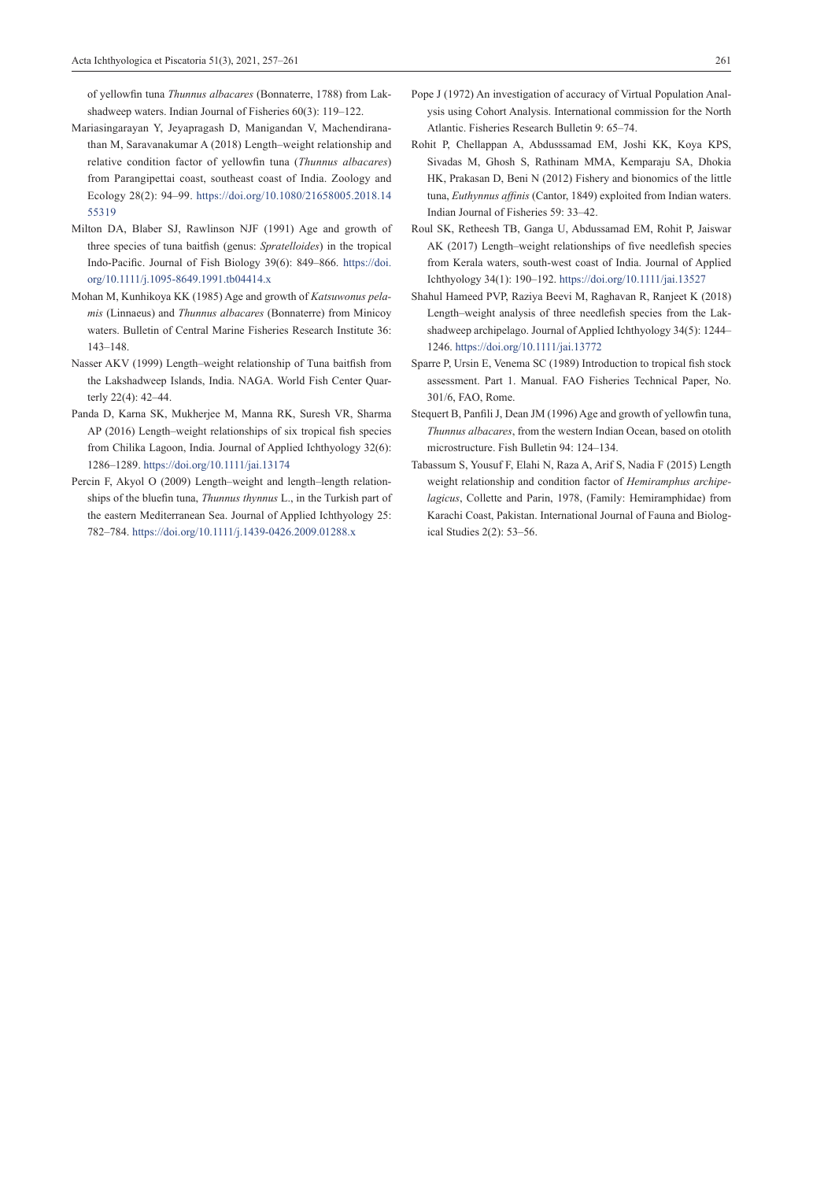of yellowfin tuna *Thunnus albacares* (Bonnaterre, 1788) from Lakshadweep waters. Indian Journal of Fisheries 60(3): 119–122.

Mariasingarayan Y, Jeyapragash D, Manigandan V, Machendiranathan M, Saravanakumar A (2018) Length–weight relationship and relative condition factor of yellowfin tuna (*Thunnus albacares*) from Parangipettai coast, southeast coast of India. Zoology and Ecology 28(2): 94–99. https://doi.org/10.1080/21658005.2018.1455319

Milton DA, Blaber SJ, Rawlinson NJF (1991) Age and growth of three species of tuna baitfish (genus: *Spratelloides*) in the tropical Indo-Pacific. Journal of Fish Biology 39(6): 849–866. https://doi.org/10.1111/j.1095-8649.1991.tb04414.x

Mohan M, Kunhikoya KK (1985) Age and growth of *Katsuwonus pelamis* (Linnaeus) and *Thunnus albacares* (Bonnaterre) from Minicoy waters. Bulletin of Central Marine Fisheries Research Institute 36: 143–148.

Nasser AKV (1999) Length–weight relationship of Tuna baitfish from the Lakshadweep Islands, India. NAGA. World Fish Center Quarterly 22(4): 42–44.

Panda D, Karna SK, Mukherjee M, Manna RK, Suresh VR, Sharma AP (2016) Length–weight relationships of six tropical fish species from Chilika Lagoon, India. Journal of Applied Ichthyology 32(6): 1286–1289. https://doi.org/10.1111/jai.13174

Percin F, Akyol O (2009) Length–weight and length–length relationships of the bluefin tuna, *Thunnus thynnus* L., in the Turkish part of the eastern Mediterranean Sea. Journal of Applied Ichthyology 25: 782–784. https://doi.org/10.1111/j.1439-0426.2009.01288.x

Pope J (1972) An investigation of accuracy of Virtual Population Analysis using Cohort Analysis. International commission for the North Atlantic. Fisheries Research Bulletin 9: 65–74.

Rohit P, Chellappan A, Abdusssamad EM, Joshi KK, Koya KPS, Sivadas M, Ghosh S, Rathinam MMA, Kemparaju SA, Dhokia HK, Prakasan D, Beni N (2012) Fishery and bionomics of the little tuna, *Euthynnus affinis* (Cantor, 1849) exploited from Indian waters. Indian Journal of Fisheries 59: 33–42.

Roul SK, Retheesh TB, Ganga U, Abdussamad EM, Rohit P, Jaiswar AK (2017) Length–weight relationships of five needlefish species from Kerala waters, south-west coast of India. Journal of Applied Ichthyology 34(1): 190–192. https://doi.org/10.1111/jai.13527

Shahul Hameed PVP, Raziya Beevi M, Raghavan R, Ranjeet K (2018) Length–weight analysis of three needlefish species from the Lakshadweep archipelago. Journal of Applied Ichthyology 34(5): 1244–1246. https://doi.org/10.1111/jai.13772

Sparre P, Ursin E, Venema SC (1989) Introduction to tropical fish stock assessment. Part 1. Manual. FAO Fisheries Technical Paper, No. 301/6, FAO, Rome.

Stequert B, Panfili J, Dean JM (1996) Age and growth of yellowfin tuna, *Thunnus albacares*, from the western Indian Ocean, based on otolith microstructure. Fish Bulletin 94: 124–134.

Tabassum S, Yousuf F, Elahi N, Raza A, Arif S, Nadia F (2015) Length weight relationship and condition factor of *Hemiramphus archipelagicus*, Collette and Parin, 1978, (Family: Hemiramphidae) from Karachi Coast, Pakistan. International Journal of Fauna and Biological Studies 2(2): 53–56.